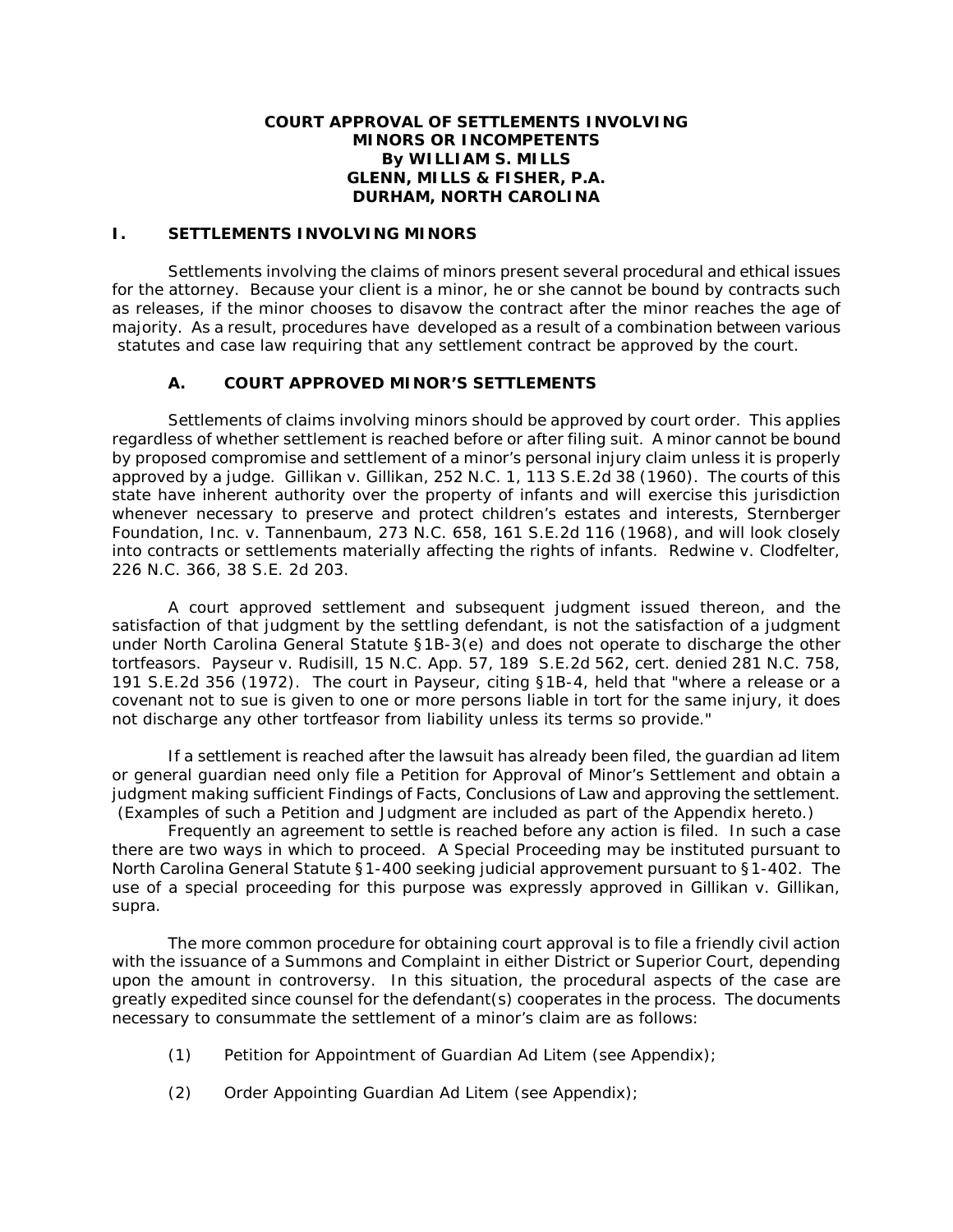**COURT APPROVAL OF SETTLEMENTS INVOLVING MINORS OR INCOMPETENTS**
**By WILLIAM S. MILLS**
**GLENN, MILLS & FISHER, P.A.**
**DURHAM, NORTH CAROLINA**

## I. SETTLEMENTS INVOLVING MINORS

Settlements involving the claims of minors present several procedural and ethical issues for the attorney. Because your client is a minor, he or she cannot be bound by contracts such as releases, if the minor chooses to disavow the contract after the minor reaches the age of majority. As a result, procedures have developed as a result of a combination between various statutes and case law requiring that any settlement contract be approved by the court.

### A. COURT APPROVED MINOR'S SETTLEMENTS

Settlements of claims involving minors should be approved by court order. This applies regardless of whether settlement is reached before or after filing suit. A minor cannot be bound by proposed compromise and settlement of a minor's personal injury claim unless it is properly approved by a judge. Gillikan v. Gillikan, 252 N.C. 1, 113 S.E.2d 38 (1960). The courts of this state have inherent authority over the property of infants and will exercise this jurisdiction whenever necessary to preserve and protect children's estates and interests, Sternberger Foundation, Inc. v. Tannenbaum, 273 N.C. 658, 161 S.E.2d 116 (1968), and will look closely into contracts or settlements materially affecting the rights of infants. Redwine v. Clodfelter, 226 N.C. 366, 38 S.E. 2d 203.

A court approved settlement and subsequent judgment issued thereon, and the satisfaction of that judgment by the settling defendant, is not the satisfaction of a judgment under North Carolina General Statute §1B-3(e) and does not operate to discharge the other tortfeasors. Payseur v. Rudisill, 15 N.C. App. 57, 189 S.E.2d 562, cert. denied 281 N.C. 758, 191 S.E.2d 356 (1972). The court in Payseur, citing §1B-4, held that "where a release or a covenant not to sue is given to one or more persons liable in tort for the same injury, it does not discharge any other tortfeasor from liability unless its terms so provide."

If a settlement is reached after the lawsuit has already been filed, the guardian ad litem or general guardian need only file a Petition for Approval of Minor's Settlement and obtain a judgment making sufficient Findings of Facts, Conclusions of Law and approving the settlement. (Examples of such a Petition and Judgment are included as part of the Appendix hereto.)

Frequently an agreement to settle is reached before any action is filed. In such a case there are two ways in which to proceed. A Special Proceeding may be instituted pursuant to North Carolina General Statute §1-400 seeking judicial approvement pursuant to §1-402. The use of a special proceeding for this purpose was expressly approved in Gillikan v. Gillikan, supra.

The more common procedure for obtaining court approval is to file a friendly civil action with the issuance of a Summons and Complaint in either District or Superior Court, depending upon the amount in controversy. In this situation, the procedural aspects of the case are greatly expedited since counsel for the defendant(s) cooperates in the process. The documents necessary to consummate the settlement of a minor's claim are as follows:

(1) Petition for Appointment of Guardian Ad Litem (see Appendix);

(2) Order Appointing Guardian Ad Litem (see Appendix);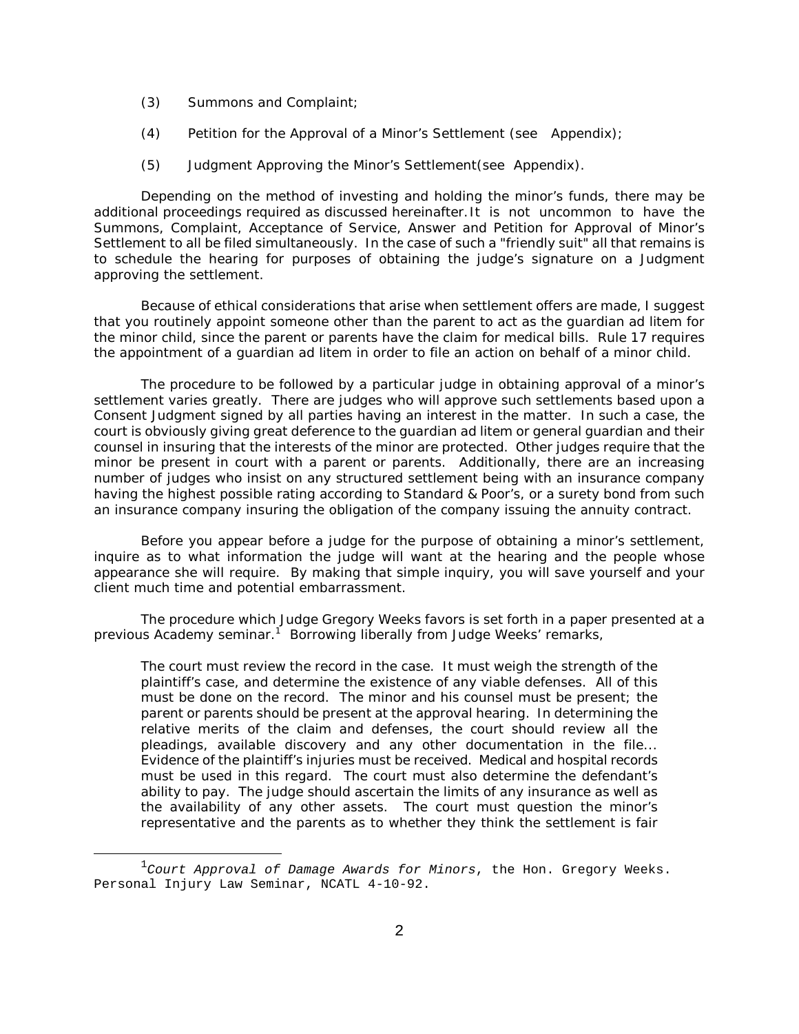(3) Summons and Complaint;

(4) Petition for the Approval of a Minor's Settlement (see Appendix);

(5) Judgment Approving the Minor's Settlement(see Appendix).

Depending on the method of investing and holding the minor's funds, there may be additional proceedings required as discussed hereinafter. It is not uncommon to have the Summons, Complaint, Acceptance of Service, Answer and Petition for Approval of Minor's Settlement to all be filed simultaneously. In the case of such a "friendly suit" all that remains is to schedule the hearing for purposes of obtaining the judge's signature on a Judgment approving the settlement.

Because of ethical considerations that arise when settlement offers are made, I suggest that you routinely appoint someone other than the parent to act as the guardian ad litem for the minor child, since the parent or parents have the claim for medical bills. Rule 17 requires the appointment of a guardian ad litem in order to file an action on behalf of a minor child.

The procedure to be followed by a particular judge in obtaining approval of a minor's settlement varies greatly. There are judges who will approve such settlements based upon a Consent Judgment signed by all parties having an interest in the matter. In such a case, the court is obviously giving great deference to the guardian ad litem or general guardian and their counsel in insuring that the interests of the minor are protected. Other judges require that the minor be present in court with a parent or parents. Additionally, there are an increasing number of judges who insist on any structured settlement being with an insurance company having the highest possible rating according to Standard & Poor's, or a surety bond from such an insurance company insuring the obligation of the company issuing the annuity contract.

Before you appear before a judge for the purpose of obtaining a minor's settlement, inquire as to what information the judge will want at the hearing and the people whose appearance she will require. By making that simple inquiry, you will save yourself and your client much time and potential embarrassment.

The procedure which Judge Gregory Weeks favors is set forth in a paper presented at a previous Academy seminar.[1] Borrowing liberally from Judge Weeks' remarks,

> The court must review the record in the case. It must weigh the strength of the plaintiff's case, and determine the existence of any viable defenses. All of this must be done on the record. The minor and his counsel must be present; the parent or parents should be present at the approval hearing. In determining the relative merits of the claim and defenses, the court should review all the pleadings, available discovery and any other documentation in the file... Evidence of the plaintiff's injuries must be received. Medical and hospital records must be used in this regard. The court must also determine the defendant's ability to pay. The judge should ascertain the limits of any insurance as well as the availability of any other assets. The court must question the minor's representative and the parents as to whether they think the settlement is fair

---

[1] *Court Approval of Damage Awards for Minors*, the Hon. Gregory Weeks. Personal Injury Law Seminar, NCATL 4-10-92.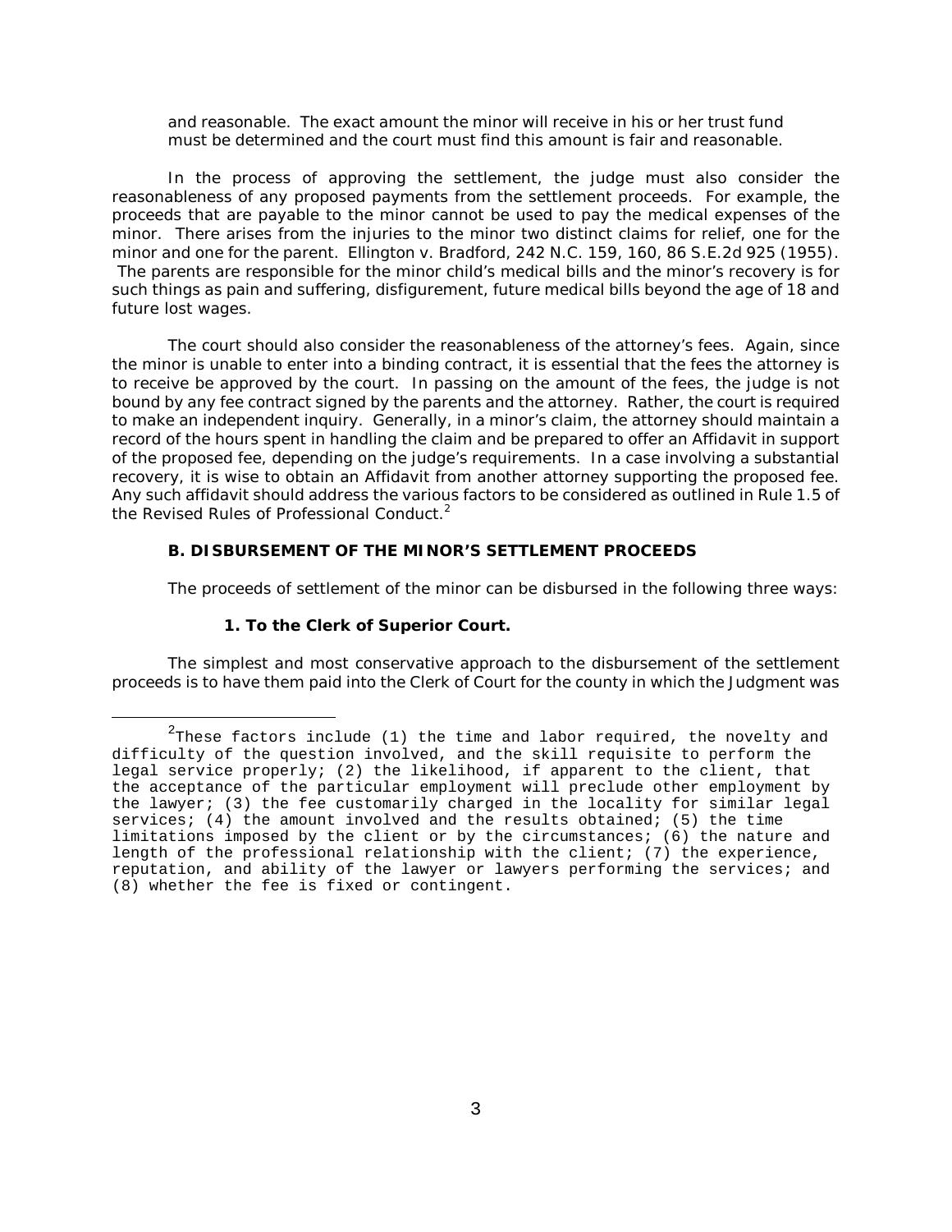and reasonable. The exact amount the minor will receive in his or her trust fund must be determined and the court must find this amount is fair and reasonable.

In the process of approving the settlement, the judge must also consider the reasonableness of any proposed payments from the settlement proceeds. For example, the proceeds that are payable to the minor cannot be used to pay the medical expenses of the minor. There arises from the injuries to the minor two distinct claims for relief, one for the minor and one for the parent. Ellington v. Bradford, 242 N.C. 159, 160, 86 S.E.2d 925 (1955). The parents are responsible for the minor child's medical bills and the minor's recovery is for such things as pain and suffering, disfigurement, future medical bills beyond the age of 18 and future lost wages.

The court should also consider the reasonableness of the attorney's fees. Again, since the minor is unable to enter into a binding contract, it is essential that the fees the attorney is to receive be approved by the court. In passing on the amount of the fees, the judge is not bound by any fee contract signed by the parents and the attorney. Rather, the court is required to make an independent inquiry. Generally, in a minor's claim, the attorney should maintain a record of the hours spent in handling the claim and be prepared to offer an Affidavit in support of the proposed fee, depending on the judge's requirements. In a case involving a substantial recovery, it is wise to obtain an Affidavit from another attorney supporting the proposed fee. Any such affidavit should address the various factors to be considered as outlined in Rule 1.5 of the Revised Rules of Professional Conduct.[2]

### B. DISBURSEMENT OF THE MINOR'S SETTLEMENT PROCEEDS

The proceeds of settlement of the minor can be disbursed in the following three ways:

#### 1. To the Clerk of Superior Court.

The simplest and most conservative approach to the disbursement of the settlement proceeds is to have them paid into the Clerk of Court for the county in which the Judgment was

---

[2] These factors include (1) the time and labor required, the novelty and difficulty of the question involved, and the skill requisite to perform the legal service properly; (2) the likelihood, if apparent to the client, that the acceptance of the particular employment will preclude other employment by the lawyer; (3) the fee customarily charged in the locality for similar legal services; (4) the amount involved and the results obtained; (5) the time limitations imposed by the client or by the circumstances; (6) the nature and length of the professional relationship with the client; (7) the experience, reputation, and ability of the lawyer or lawyers performing the services; and (8) whether the fee is fixed or contingent.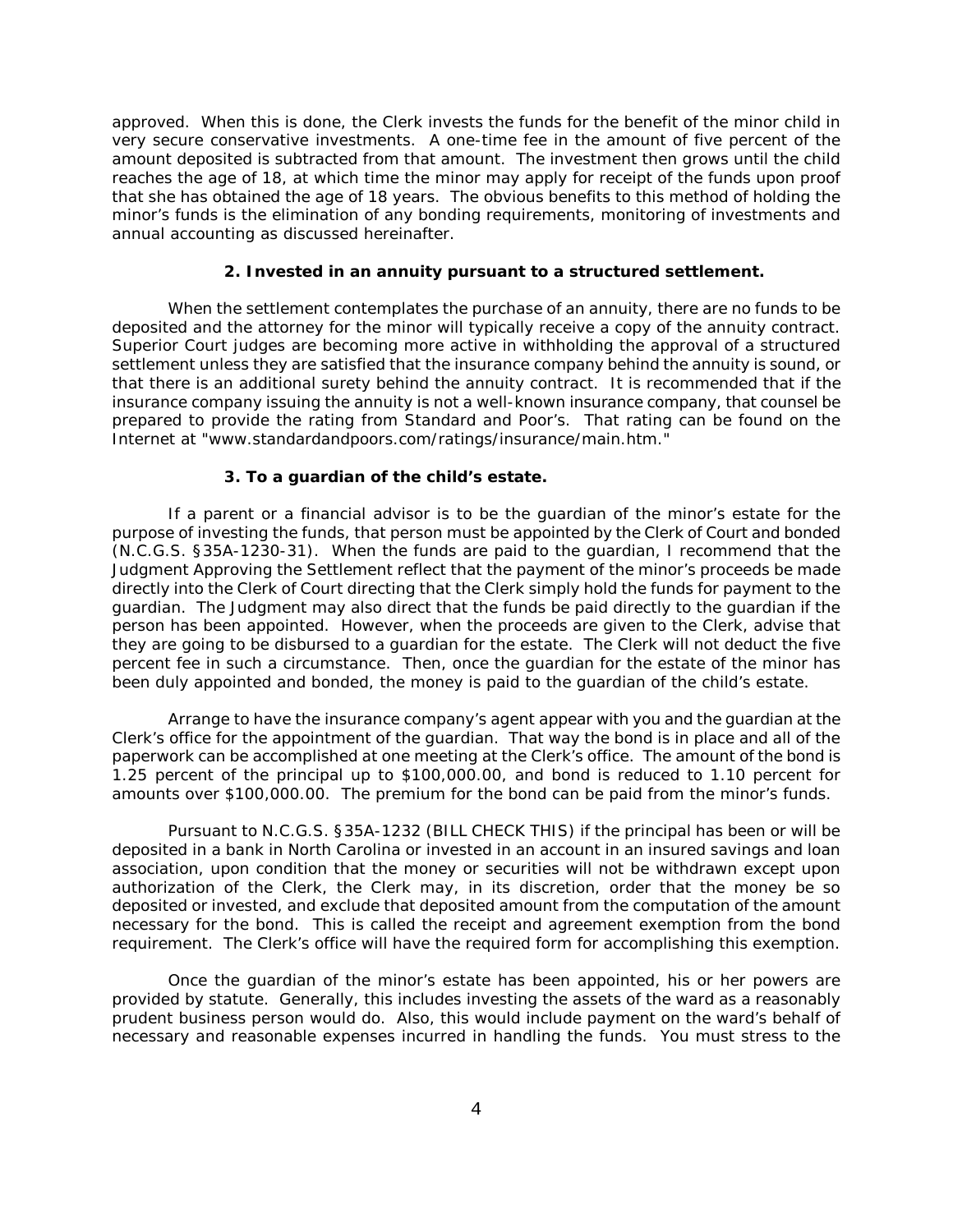approved. When this is done, the Clerk invests the funds for the benefit of the minor child in very secure conservative investments. A one-time fee in the amount of five percent of the amount deposited is subtracted from that amount. The investment then grows until the child reaches the age of 18, at which time the minor may apply for receipt of the funds upon proof that she has obtained the age of 18 years. The obvious benefits to this method of holding the minor's funds is the elimination of any bonding requirements, monitoring of investments and annual accounting as discussed hereinafter.

### 2. Invested in an annuity pursuant to a structured settlement.

When the settlement contemplates the purchase of an annuity, there are no funds to be deposited and the attorney for the minor will typically receive a copy of the annuity contract. Superior Court judges are becoming more active in withholding the approval of a structured settlement unless they are satisfied that the insurance company behind the annuity is sound, or that there is an additional surety behind the annuity contract. It is recommended that if the insurance company issuing the annuity is not a well-known insurance company, that counsel be prepared to provide the rating from Standard and Poor's. That rating can be found on the Internet at "www.standardandpoors.com/ratings/insurance/main.htm."

### 3. To a guardian of the child's estate.

If a parent or a financial advisor is to be the guardian of the minor's estate for the purpose of investing the funds, that person must be appointed by the Clerk of Court and bonded (N.C.G.S. §35A-1230-31). When the funds are paid to the guardian, I recommend that the Judgment Approving the Settlement reflect that the payment of the minor's proceeds be made directly into the Clerk of Court directing that the Clerk simply hold the funds for payment to the guardian. The Judgment may also direct that the funds be paid directly to the guardian if the person has been appointed. However, when the proceeds are given to the Clerk, advise that they are going to be disbursed to a guardian for the estate. The Clerk will not deduct the five percent fee in such a circumstance. Then, once the guardian for the estate of the minor has been duly appointed and bonded, the money is paid to the guardian of the child's estate.

Arrange to have the insurance company's agent appear with you and the guardian at the Clerk's office for the appointment of the guardian. That way the bond is in place and all of the paperwork can be accomplished at one meeting at the Clerk's office. The amount of the bond is 1.25 percent of the principal up to $100,000.00, and bond is reduced to 1.10 percent for amounts over $100,000.00. The premium for the bond can be paid from the minor's funds.

Pursuant to N.C.G.S. §35A-1232 (BILL CHECK THIS) if the principal has been or will be deposited in a bank in North Carolina or invested in an account in an insured savings and loan association, upon condition that the money or securities will not be withdrawn except upon authorization of the Clerk, the Clerk may, in its discretion, order that the money be so deposited or invested, and exclude that deposited amount from the computation of the amount necessary for the bond. This is called the receipt and agreement exemption from the bond requirement. The Clerk's office will have the required form for accomplishing this exemption.

Once the guardian of the minor's estate has been appointed, his or her powers are provided by statute. Generally, this includes investing the assets of the ward as a reasonably prudent business person would do. Also, this would include payment on the ward's behalf of necessary and reasonable expenses incurred in handling the funds. You must stress to the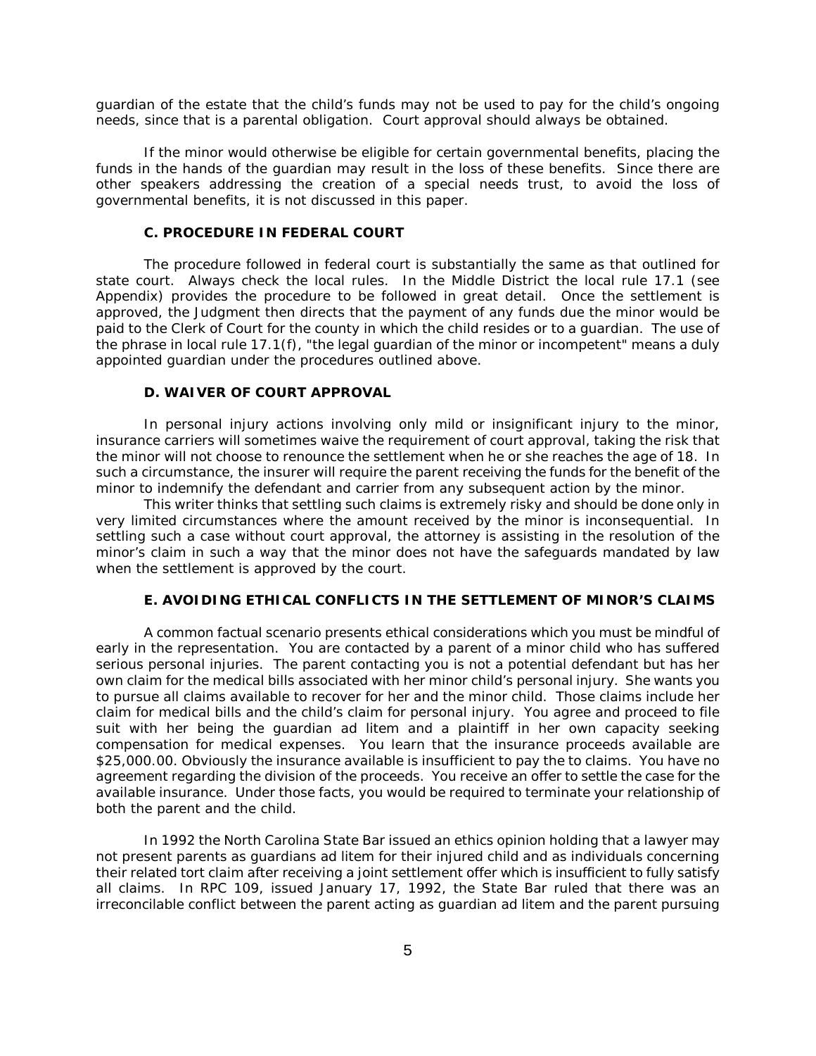guardian of the estate that the child's funds may not be used to pay for the child's ongoing needs, since that is a parental obligation. Court approval should always be obtained.

If the minor would otherwise be eligible for certain governmental benefits, placing the funds in the hands of the guardian may result in the loss of these benefits. Since there are other speakers addressing the creation of a special needs trust, to avoid the loss of governmental benefits, it is not discussed in this paper.

### C. PROCEDURE IN FEDERAL COURT

The procedure followed in federal court is substantially the same as that outlined for state court. Always check the local rules. In the Middle District the local rule 17.1 (see Appendix) provides the procedure to be followed in great detail. Once the settlement is approved, the Judgment then directs that the payment of any funds due the minor would be paid to the Clerk of Court for the county in which the child resides or to a guardian. The use of the phrase in local rule 17.1(f), "the legal guardian of the minor or incompetent" means a duly appointed guardian under the procedures outlined above.

### D. WAIVER OF COURT APPROVAL

In personal injury actions involving only mild or insignificant injury to the minor, insurance carriers will sometimes waive the requirement of court approval, taking the risk that the minor will not choose to renounce the settlement when he or she reaches the age of 18. In such a circumstance, the insurer will require the parent receiving the funds for the benefit of the minor to indemnify the defendant and carrier from any subsequent action by the minor.

This writer thinks that settling such claims is extremely risky and should be done only in very limited circumstances where the amount received by the minor is inconsequential. In settling such a case without court approval, the attorney is assisting in the resolution of the minor's claim in such a way that the minor does not have the safeguards mandated by law when the settlement is approved by the court.

### E. AVOIDING ETHICAL CONFLICTS IN THE SETTLEMENT OF MINOR'S CLAIMS

A common factual scenario presents ethical considerations which you must be mindful of early in the representation. You are contacted by a parent of a minor child who has suffered serious personal injuries. The parent contacting you is not a potential defendant but has her own claim for the medical bills associated with her minor child's personal injury. She wants you to pursue all claims available to recover for her and the minor child. Those claims include her claim for medical bills and the child's claim for personal injury. You agree and proceed to file suit with her being the guardian ad litem and a plaintiff in her own capacity seeking compensation for medical expenses. You learn that the insurance proceeds available are $25,000.00. Obviously the insurance available is insufficient to pay the to claims. You have no agreement regarding the division of the proceeds. You receive an offer to settle the case for the available insurance. Under those facts, you would be required to terminate your relationship of both the parent and the child.

In 1992 the North Carolina State Bar issued an ethics opinion holding that a lawyer may not present parents as guardians ad litem for their injured child and as individuals concerning their related tort claim after receiving a joint settlement offer which is insufficient to fully satisfy all claims. In RPC 109, issued January 17, 1992, the State Bar ruled that there was an irreconcilable conflict between the parent acting as guardian ad litem and the parent pursuing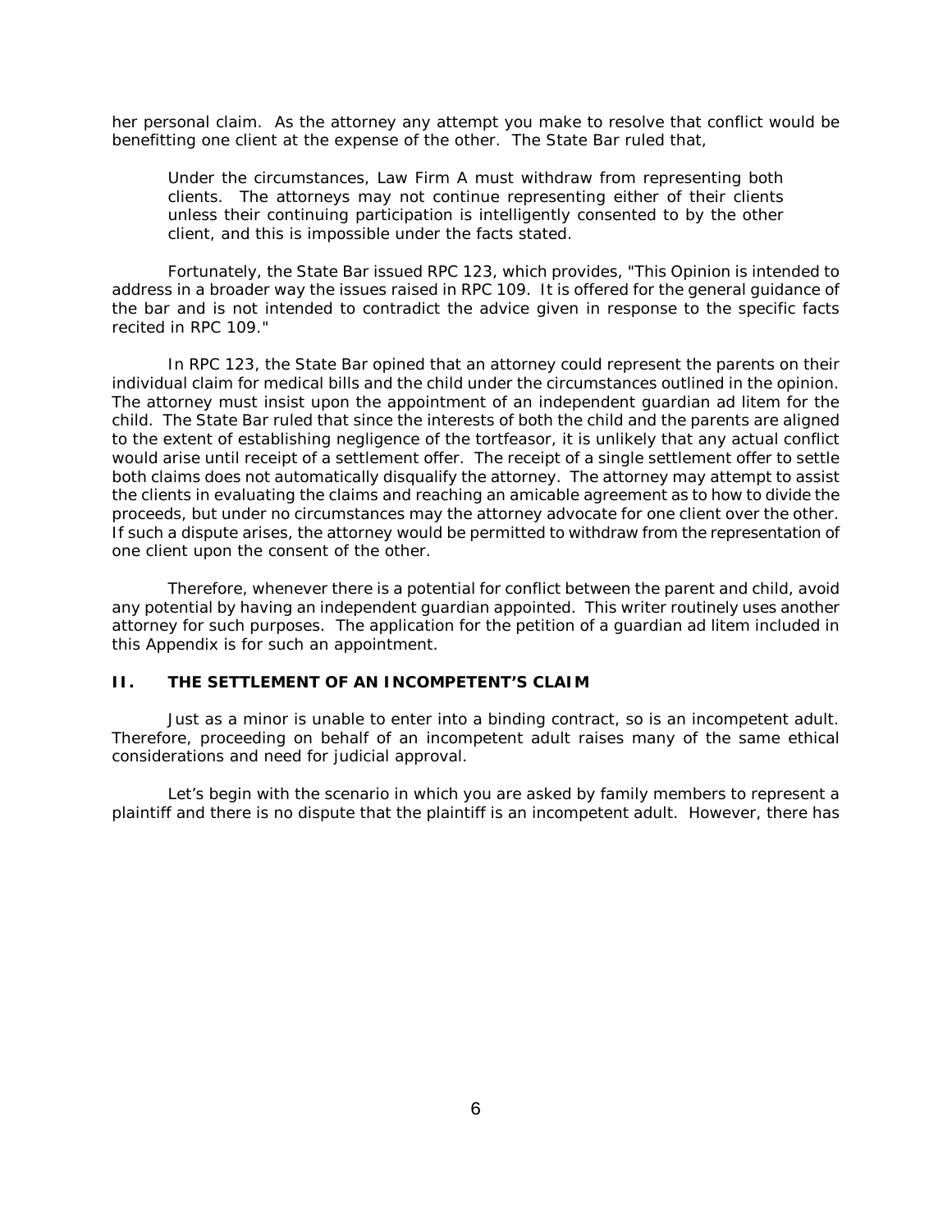her personal claim. As the attorney any attempt you make to resolve that conflict would be benefitting one client at the expense of the other. The State Bar ruled that,

> Under the circumstances, Law Firm A must withdraw from representing both clients. The attorneys may not continue representing either of their clients unless their continuing participation is intelligently consented to by the other client, and this is impossible under the facts stated.

Fortunately, the State Bar issued RPC 123, which provides, "This Opinion is intended to address in a broader way the issues raised in RPC 109. It is offered for the general guidance of the bar and is not intended to contradict the advice given in response to the specific facts recited in RPC 109."

In RPC 123, the State Bar opined that an attorney could represent the parents on their individual claim for medical bills and the child under the circumstances outlined in the opinion. The attorney must insist upon the appointment of an independent guardian ad litem for the child. The State Bar ruled that since the interests of both the child and the parents are aligned to the extent of establishing negligence of the tortfeasor, it is unlikely that any actual conflict would arise until receipt of a settlement offer. The receipt of a single settlement offer to settle both claims does not automatically disqualify the attorney. The attorney may attempt to assist the clients in evaluating the claims and reaching an amicable agreement as to how to divide the proceeds, but under no circumstances may the attorney advocate for one client over the other. If such a dispute arises, the attorney would be permitted to withdraw from the representation of one client upon the consent of the other.

Therefore, whenever there is a potential for conflict between the parent and child, avoid any potential by having an independent guardian appointed. This writer routinely uses another attorney for such purposes. The application for the petition of a guardian ad litem included in this Appendix is for such an appointment.

## II. THE SETTLEMENT OF AN INCOMPETENT'S CLAIM

Just as a minor is unable to enter into a binding contract, so is an incompetent adult. Therefore, proceeding on behalf of an incompetent adult raises many of the same ethical considerations and need for judicial approval.

Let's begin with the scenario in which you are asked by family members to represent a plaintiff and there is no dispute that the plaintiff is an incompetent adult. However, there has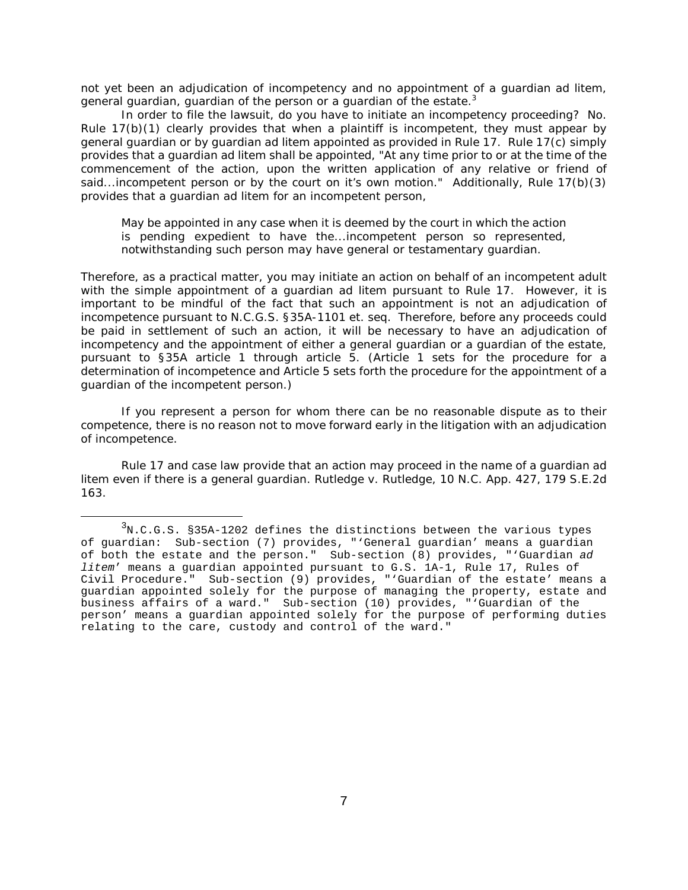not yet been an adjudication of incompetency and no appointment of a guardian ad litem, general guardian, guardian of the person or a guardian of the estate.[3]

In order to file the lawsuit, do you have to initiate an incompetency proceeding? No. Rule 17(b)(1) clearly provides that when a plaintiff is incompetent, they must appear by general guardian or by guardian ad litem appointed as provided in Rule 17. Rule 17(c) simply provides that a guardian ad litem shall be appointed, "At any time prior to or at the time of the commencement of the action, upon the written application of any relative or friend of said...incompetent person or by the court on it's own motion." Additionally, Rule 17(b)(3) provides that a guardian ad litem for an incompetent person,

> May be appointed in any case when it is deemed by the court in which the action is pending expedient to have the...incompetent person so represented, notwithstanding such person may have general or testamentary guardian.

Therefore, as a practical matter, you may initiate an action on behalf of an incompetent adult with the simple appointment of a guardian ad litem pursuant to Rule 17. However, it is important to be mindful of the fact that such an appointment is not an adjudication of incompetence pursuant to N.C.G.S. §35A-1101 et. seq. Therefore, before any proceeds could be paid in settlement of such an action, it will be necessary to have an adjudication of incompetency and the appointment of either a general guardian or a guardian of the estate, pursuant to §35A article 1 through article 5. (Article 1 sets for the procedure for a determination of incompetence and Article 5 sets forth the procedure for the appointment of a guardian of the incompetent person.)

If you represent a person for whom there can be no reasonable dispute as to their competence, there is no reason not to move forward early in the litigation with an adjudication of incompetence.

Rule 17 and case law provide that an action may proceed in the name of a guardian ad litem even if there is a general guardian. Rutledge v. Rutledge, 10 N.C. App. 427, 179 S.E.2d 163.

---

[3]N.C.G.S. §35A-1202 defines the distinctions between the various types of guardian: Sub-section (7) provides, "'General guardian' means a guardian of both the estate and the person." Sub-section (8) provides, "'Guardian *ad litem*' means a guardian appointed pursuant to G.S. 1A-1, Rule 17, Rules of Civil Procedure." Sub-section (9) provides, "'Guardian of the estate' means a guardian appointed solely for the purpose of managing the property, estate and business affairs of a ward." Sub-section (10) provides, "'Guardian of the person' means a guardian appointed solely for the purpose of performing duties relating to the care, custody and control of the ward."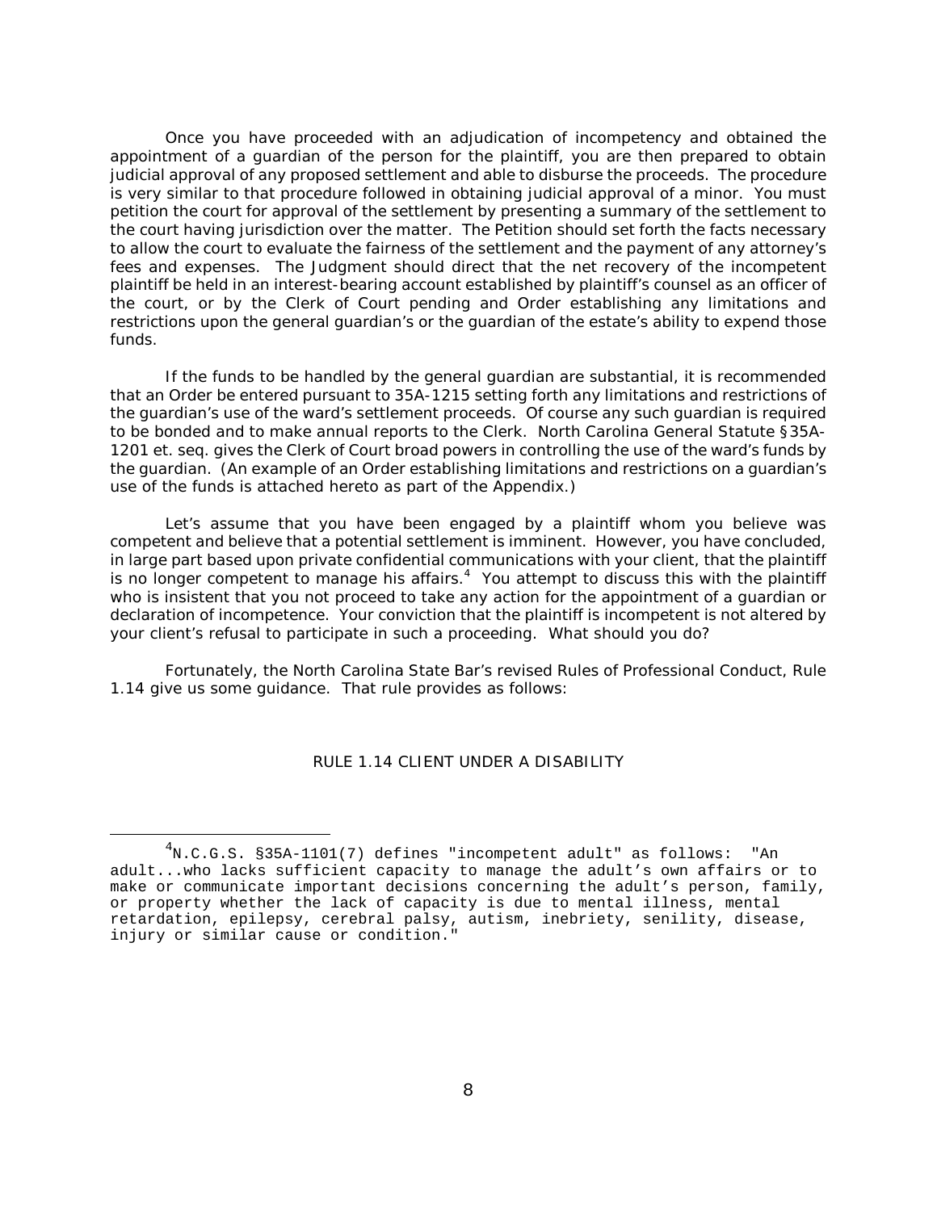Once you have proceeded with an adjudication of incompetency and obtained the appointment of a guardian of the person for the plaintiff, you are then prepared to obtain judicial approval of any proposed settlement and able to disburse the proceeds. The procedure is very similar to that procedure followed in obtaining judicial approval of a minor. You must petition the court for approval of the settlement by presenting a summary of the settlement to the court having jurisdiction over the matter. The Petition should set forth the facts necessary to allow the court to evaluate the fairness of the settlement and the payment of any attorney's fees and expenses. The Judgment should direct that the net recovery of the incompetent plaintiff be held in an interest-bearing account established by plaintiff's counsel as an officer of the court, or by the Clerk of Court pending and Order establishing any limitations and restrictions upon the general guardian's or the guardian of the estate's ability to expend those funds.

If the funds to be handled by the general guardian are substantial, it is recommended that an Order be entered pursuant to 35A-1215 setting forth any limitations and restrictions of the guardian's use of the ward's settlement proceeds. Of course any such guardian is required to be bonded and to make annual reports to the Clerk. North Carolina General Statute §35A-1201 et. seq. gives the Clerk of Court broad powers in controlling the use of the ward's funds by the guardian. (An example of an Order establishing limitations and restrictions on a guardian's use of the funds is attached hereto as part of the Appendix.)

Let's assume that you have been engaged by a plaintiff whom you believe was competent and believe that a potential settlement is imminent. However, you have concluded, in large part based upon private confidential communications with your client, that the plaintiff is no longer competent to manage his affairs.[4] You attempt to discuss this with the plaintiff who is insistent that you not proceed to take any action for the appointment of a guardian or declaration of incompetence. Your conviction that the plaintiff is incompetent is not altered by your client's refusal to participate in such a proceeding. What should you do?

Fortunately, the North Carolina State Bar's revised Rules of Professional Conduct, Rule 1.14 give us some guidance. That rule provides as follows:

RULE 1.14 CLIENT UNDER A DISABILITY

---

[4] N.C.G.S. §35A-1101(7) defines "incompetent adult" as follows: "An adult...who lacks sufficient capacity to manage the adult's own affairs or to make or communicate important decisions concerning the adult's person, family, or property whether the lack of capacity is due to mental illness, mental retardation, epilepsy, cerebral palsy, autism, inebriety, senility, disease, injury or similar cause or condition."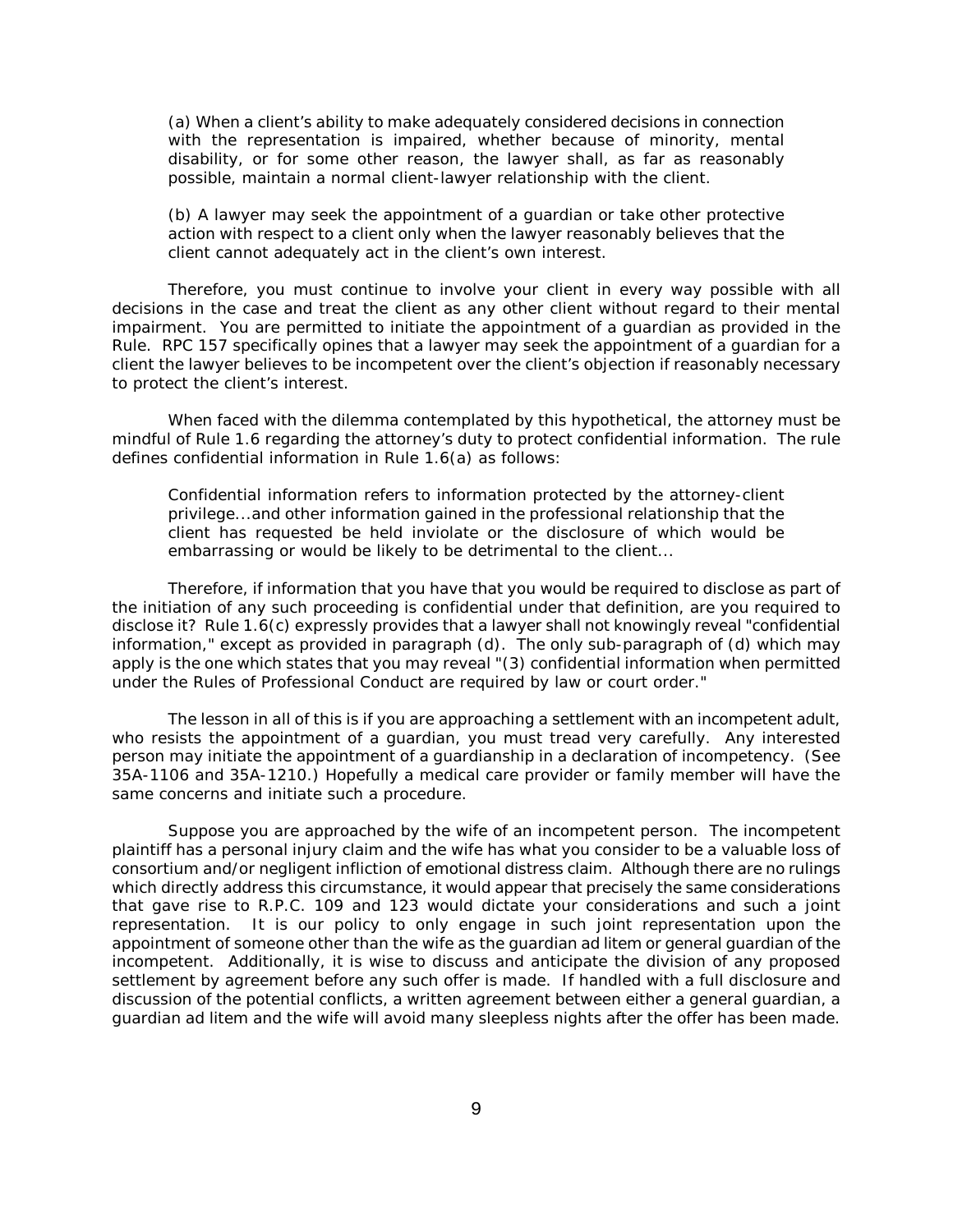> (a) When a client's ability to make adequately considered decisions in connection with the representation is impaired, whether because of minority, mental disability, or for some other reason, the lawyer shall, as far as reasonably possible, maintain a normal client-lawyer relationship with the client.
>
> (b) A lawyer may seek the appointment of a guardian or take other protective action with respect to a client only when the lawyer reasonably believes that the client cannot adequately act in the client's own interest.

Therefore, you must continue to involve your client in every way possible with all decisions in the case and treat the client as any other client without regard to their mental impairment. You are permitted to initiate the appointment of a guardian as provided in the Rule. RPC 157 specifically opines that a lawyer may seek the appointment of a guardian for a client the lawyer believes to be incompetent over the client's objection if reasonably necessary to protect the client's interest.

When faced with the dilemma contemplated by this hypothetical, the attorney must be mindful of Rule 1.6 regarding the attorney's duty to protect confidential information. The rule defines confidential information in Rule 1.6(a) as follows:

> Confidential information refers to information protected by the attorney-client privilege...and other information gained in the professional relationship that the client has requested be held inviolate or the disclosure of which would be embarrassing or would be likely to be detrimental to the client...

Therefore, if information that you have that you would be required to disclose as part of the initiation of any such proceeding is confidential under that definition, are you required to disclose it? Rule 1.6(c) expressly provides that a lawyer shall not knowingly reveal "confidential information," except as provided in paragraph (d). The only sub-paragraph of (d) which may apply is the one which states that you may reveal "(3) confidential information when permitted under the Rules of Professional Conduct are required by law or court order."

The lesson in all of this is if you are approaching a settlement with an incompetent adult, who resists the appointment of a guardian, you must tread very carefully. Any interested person may initiate the appointment of a guardianship in a declaration of incompetency. (See 35A-1106 and 35A-1210.) Hopefully a medical care provider or family member will have the same concerns and initiate such a procedure.

Suppose you are approached by the wife of an incompetent person. The incompetent plaintiff has a personal injury claim and the wife has what you consider to be a valuable loss of consortium and/or negligent infliction of emotional distress claim. Although there are no rulings which directly address this circumstance, it would appear that precisely the same considerations that gave rise to R.P.C. 109 and 123 would dictate your considerations and such a joint representation. It is our policy to only engage in such joint representation upon the appointment of someone other than the wife as the guardian ad litem or general guardian of the incompetent. Additionally, it is wise to discuss and anticipate the division of any proposed settlement by agreement before any such offer is made. If handled with a full disclosure and discussion of the potential conflicts, a written agreement between either a general guardian, a guardian ad litem and the wife will avoid many sleepless nights after the offer has been made.